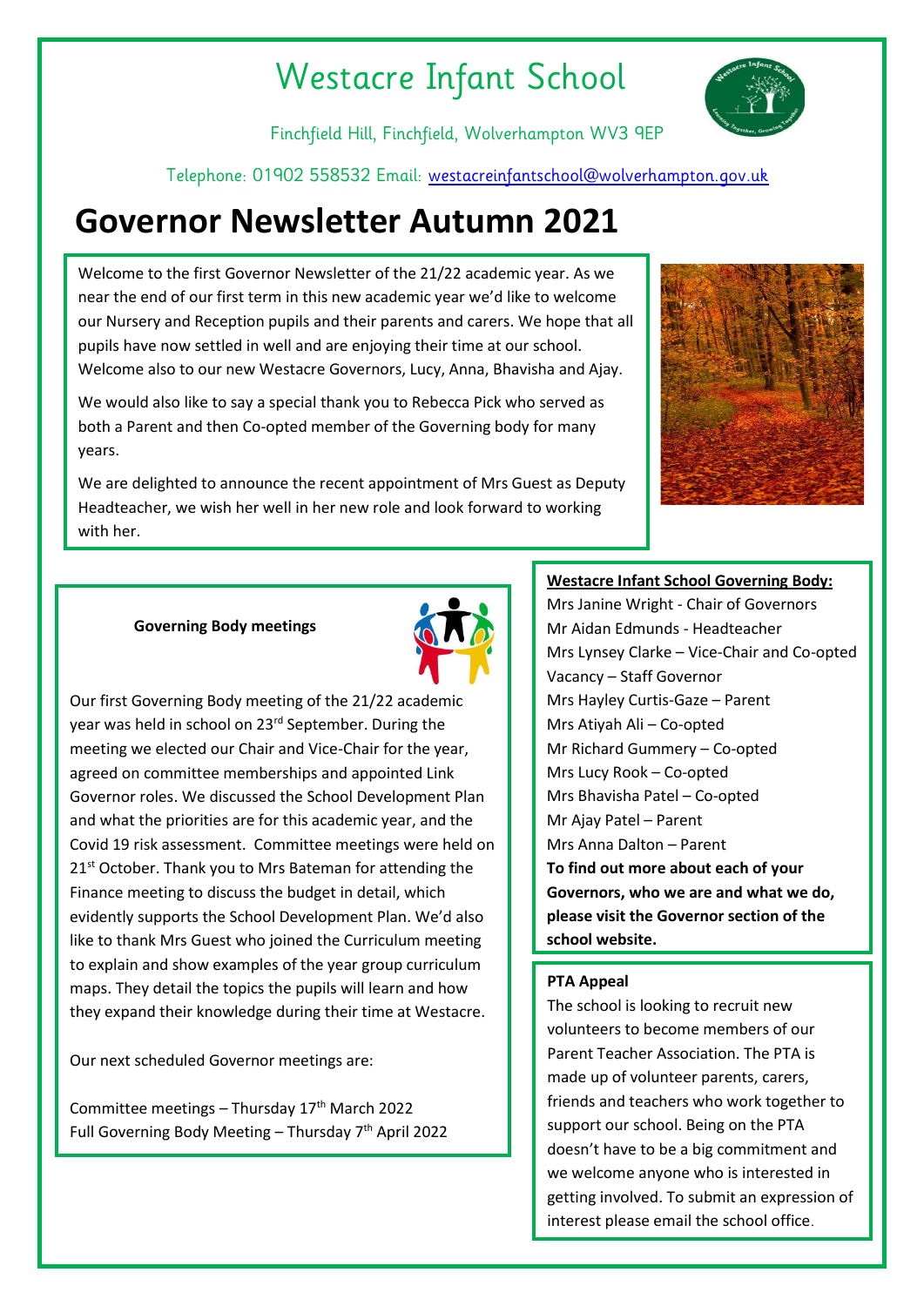# Westacre Infant School

Finchfield Hill, Finchfield, Wolverhampton WV3 9EP

Telephone: 01902 558532 Email: westacreinfantschool@wolverhampton.gov.uk

# Governor Newsletter Autumn 2021

Welcome to the first Governor Newsletter of the 21/22 academic year. As we near the end of our first term in this new academic year we'd like to welcome our Nursery and Reception pupils and their parents and carers. We hope that all pupils have now settled in well and are enjoying their time at our school. Welcome also to our new Westacre Governors, Lucy, Anna, Bhavisha and Ajay.

We would also like to say a special thank you to Rebecca Pick who served as both a Parent and then Co-opted member of the Governing body for many years.

We are delighted to announce the recent appointment of Mrs Guest as Deputy Headteacher, we wish her well in her new role and look forward to working with her.

**Governing Body meetings**

Our first Governing Body meeting of the 21/22 academic year was held in school on 23rd September. During the meeting we elected our Chair and Vice-Chair for the year, agreed on committee memberships and appointed Link Governor roles. We discussed the School Development Plan and what the priorities are for this academic year, and the Covid 19 risk assessment. Committee meetings were held on 21st October. Thank you to Mrs Bateman for attending the Finance meeting to discuss the budget in detail, which evidently supports the School Development Plan. We'd also like to thank Mrs Guest who joined the Curriculum meeting to explain and show examples of the year group curriculum maps. They detail the topics the pupils will learn and how they expand their knowledge during their time at Westacre.

Our next scheduled Governor meetings are:

Committee meetings – Thursday 17th March 2022
Full Governing Body Meeting – Thursday 7th April 2022

**Westacre Infant School Governing Body:**

Mrs Janine Wright - Chair of Governors
Mr Aidan Edmunds - Headteacher
Mrs Lynsey Clarke – Vice-Chair and Co-opted
Vacancy – Staff Governor
Mrs Hayley Curtis-Gaze – Parent
Mrs Atiyah Ali – Co-opted
Mr Richard Gummery – Co-opted
Mrs Lucy Rook – Co-opted
Mrs Bhavisha Patel – Co-opted
Mr Ajay Patel – Parent
Mrs Anna Dalton – Parent

**To find out more about each of your Governors, who we are and what we do, please visit the Governor section of the school website.**

**PTA Appeal**

The school is looking to recruit new volunteers to become members of our Parent Teacher Association. The PTA is made up of volunteer parents, carers, friends and teachers who work together to support our school. Being on the PTA doesn't have to be a big commitment and we welcome anyone who is interested in getting involved. To submit an expression of interest please email the school office.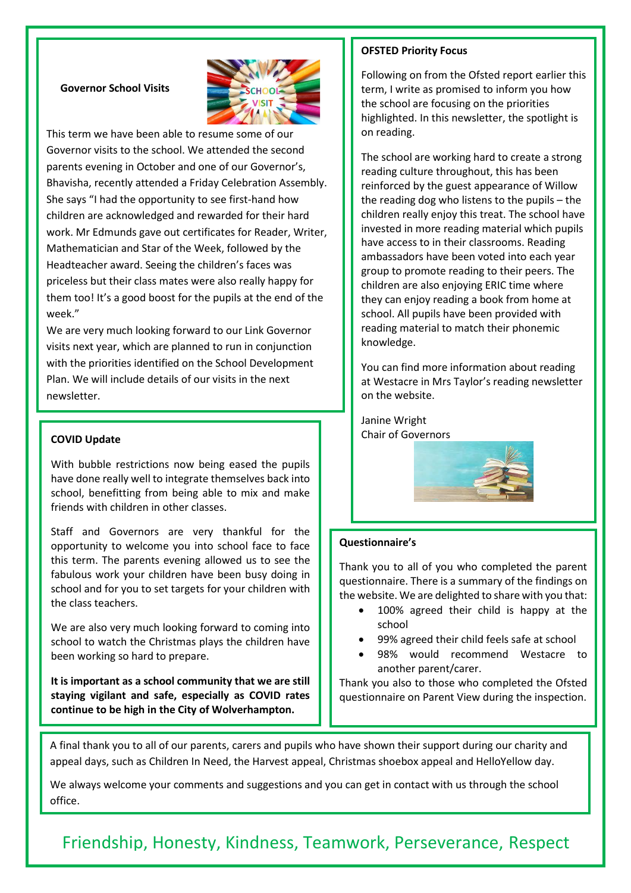### Governor School Visits

This term we have been able to resume some of our Governor visits to the school. We attended the second parents evening in October and one of our Governor's, Bhavisha, recently attended a Friday Celebration Assembly. She says "I had the opportunity to see first-hand how children are acknowledged and rewarded for their hard work. Mr Edmunds gave out certificates for Reader, Writer, Mathematician and Star of the Week, followed by the Headteacher award. Seeing the children's faces was priceless but their class mates were also really happy for them too! It's a good boost for the pupils at the end of the week."

We are very much looking forward to our Link Governor visits next year, which are planned to run in conjunction with the priorities identified on the School Development Plan. We will include details of our visits in the next newsletter.

### COVID Update

With bubble restrictions now being eased the pupils have done really well to integrate themselves back into school, benefitting from being able to mix and make friends with children in other classes.

Staff and Governors are very thankful for the opportunity to welcome you into school face to face this term. The parents evening allowed us to see the fabulous work your children have been busy doing in school and for you to set targets for your children with the class teachers.

We are also very much looking forward to coming into school to watch the Christmas plays the children have been working so hard to prepare.

**It is important as a school community that we are still staying vigilant and safe, especially as COVID rates continue to be high in the City of Wolverhampton.**

### OFSTED Priority Focus

Following on from the Ofsted report earlier this term, I write as promised to inform you how the school are focusing on the priorities highlighted. In this newsletter, the spotlight is on reading.

The school are working hard to create a strong reading culture throughout, this has been reinforced by the guest appearance of Willow the reading dog who listens to the pupils – the children really enjoy this treat. The school have invested in more reading material which pupils have access to in their classrooms. Reading ambassadors have been voted into each year group to promote reading to their peers. The children are also enjoying ERIC time where they can enjoy reading a book from home at school. All pupils have been provided with reading material to match their phonemic knowledge.

You can find more information about reading at Westacre in Mrs Taylor's reading newsletter on the website.

Janine Wright
Chair of Governors

### Questionnaire's

Thank you to all of you who completed the parent questionnaire. There is a summary of the findings on the website. We are delighted to share with you that:

- 100% agreed their child is happy at the school
- 99% agreed their child feels safe at school
- 98% would recommend Westacre to another parent/carer.

Thank you also to those who completed the Ofsted questionnaire on Parent View during the inspection.

A final thank you to all of our parents, carers and pupils who have shown their support during our charity and appeal days, such as Children In Need, the Harvest appeal, Christmas shoebox appeal and HelloYellow day.

We always welcome your comments and suggestions and you can get in contact with us through the school office.

Friendship, Honesty, Kindness, Teamwork, Perseverance, Respect